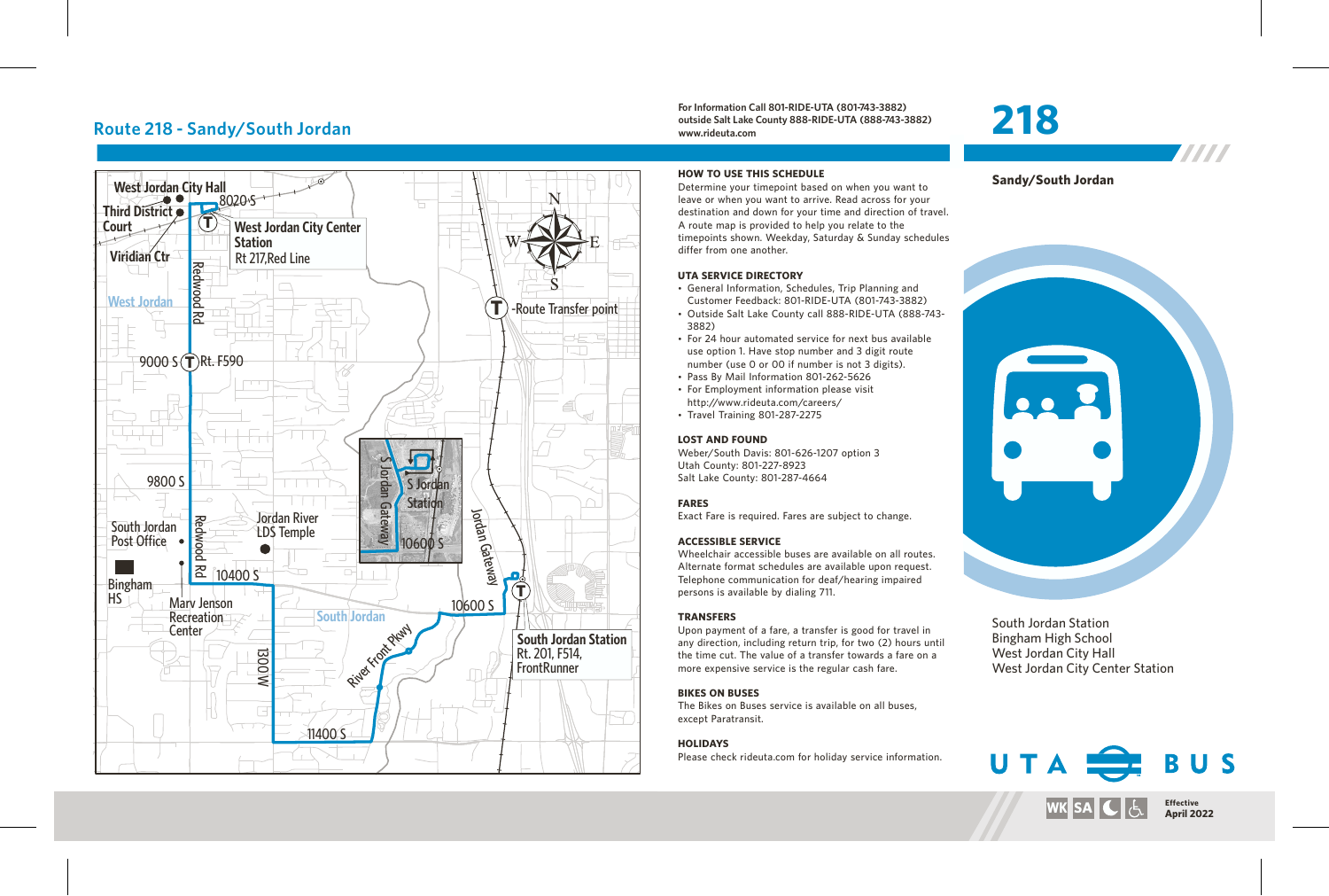# Route 218 - Sandy/South Jordan

For Information Call 801-RIDE-UTA (801-743-3882)
outside Salt Lake County 888-RIDE-UTA (888-743-3882)
www.rideuta.com

West Jordan City Hall
Third District Court
8020 S
West Jordan City Center Station
Rt 217,Red Line
Viridian Ctr
West Jordan
Redwood Rd
9000 S Rt. F590
9800 S
South Jordan Post Office
Jordan River LDS Temple
Bingham HS
10400 S
Marv Jenson Recreation Center
South Jordan
1300 W
11400 S
River Front Pkwy
10600 S
South Jordan Station
Rt. 201, F514, FrontRunner
S Jordan Gateway
S Jordan Station
Jordan Gateway
T -Route Transfer point

## HOW TO USE THIS SCHEDULE

Determine your timepoint based on when you want to leave or when you want to arrive. Read across for your destination and down for your time and direction of travel. A route map is provided to help you relate to the timepoints shown. Weekday, Saturday & Sunday schedules differ from one another.

## UTA SERVICE DIRECTORY

- General Information, Schedules, Trip Planning and Customer Feedback: 801-RIDE-UTA (801-743-3882)
- Outside Salt Lake County call 888-RIDE-UTA (888-743-3882)
- For 24 hour automated service for next bus available use option 1. Have stop number and 3 digit route number (use 0 or 00 if number is not 3 digits).
- Pass By Mail Information 801-262-5626
- For Employment information please visit http://www.rideuta.com/careers/
- Travel Training 801-287-2275

## LOST AND FOUND

Weber/South Davis: 801-626-1207 option 3
Utah County: 801-227-8923
Salt Lake County: 801-287-4664

## FARES

Exact Fare is required. Fares are subject to change.

## ACCESSIBLE SERVICE

Wheelchair accessible buses are available on all routes. Alternate format schedules are available upon request. Telephone communication for deaf/hearing impaired persons is available by dialing 711.

## TRANSFERS

Upon payment of a fare, a transfer is good for travel in any direction, including return trip, for two (2) hours until the time cut. The value of a transfer towards a fare on a more expensive service is the regular cash fare.

## BIKES ON BUSES

The Bikes on Buses service is available on all buses, except Paratransit.

## HOLIDAYS

Please check rideuta.com for holiday service information.

# 218

**Sandy/South Jordan**

South Jordan Station
Bingham High School
West Jordan City Hall
West Jordan City Center Station

UTA BUS

WK SA

**Effective April 2022**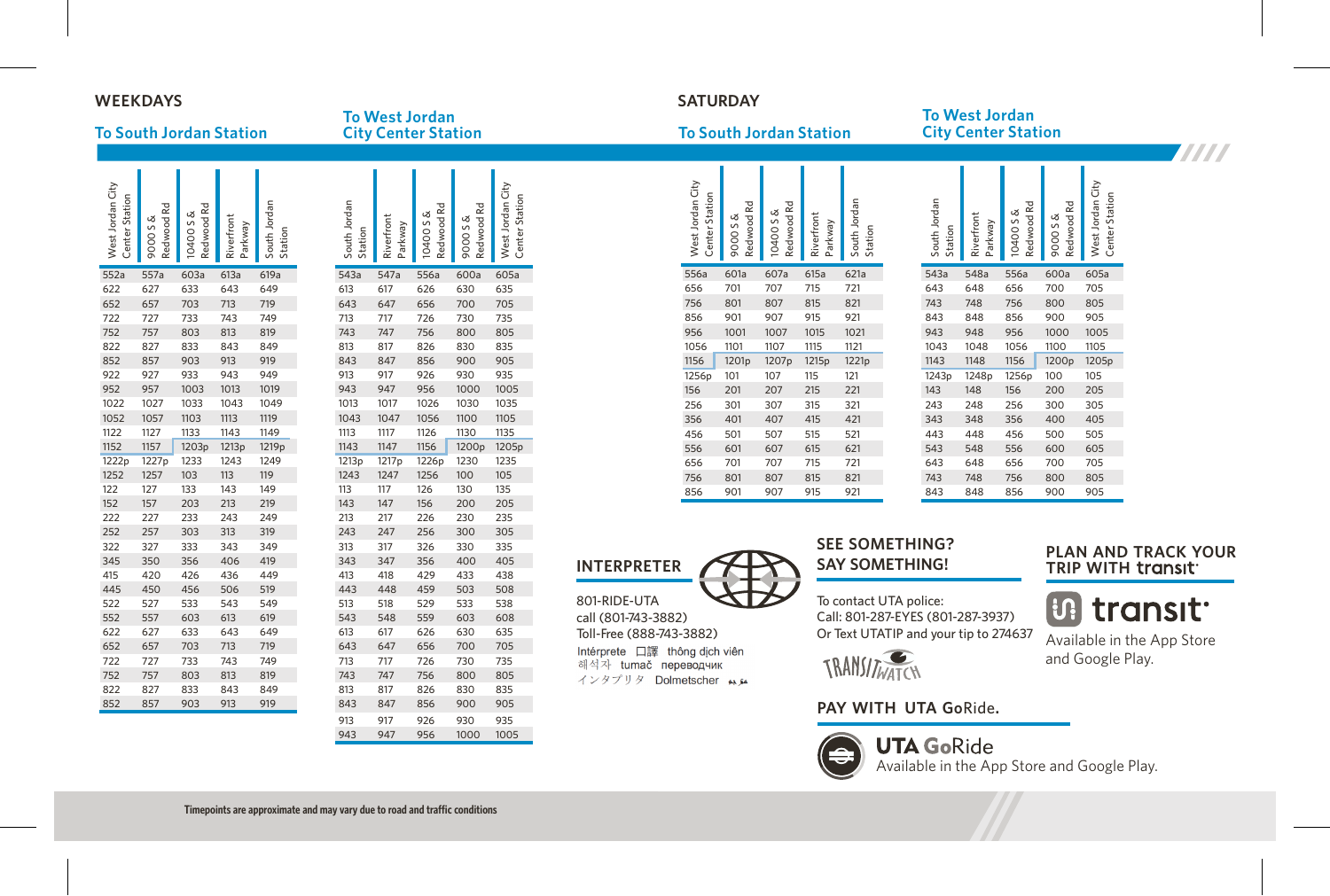## WEEKDAYS

### To South Jordan Station

| West Jordan City Center Station | 9000 S & Redwood Rd | 10400 S & Redwood Rd | Riverfront Parkway | South Jordan Station |
|---|---|---|---|---|
| 552a | 557a | 603a | 613a | 619a |
| 622 | 627 | 633 | 643 | 649 |
| 652 | 657 | 703 | 713 | 719 |
| 722 | 727 | 733 | 743 | 749 |
| 752 | 757 | 803 | 813 | 819 |
| 822 | 827 | 833 | 843 | 849 |
| 852 | 857 | 903 | 913 | 919 |
| 922 | 927 | 933 | 943 | 949 |
| 952 | 957 | 1003 | 1013 | 1019 |
| 1022 | 1027 | 1033 | 1043 | 1049 |
| 1052 | 1057 | 1103 | 1113 | 1119 |
| 1122 | 1127 | 1133 | 1143 | 1149 |
| 1152 | 1157 | 1203p | 1213p | 1219p |
| 1222p | 1227p | 1233 | 1243 | 1249 |
| 1252 | 1257 | 103 | 113 | 119 |
| 122 | 127 | 133 | 143 | 149 |
| 152 | 157 | 203 | 213 | 219 |
| 222 | 227 | 233 | 243 | 249 |
| 252 | 257 | 303 | 313 | 319 |
| 322 | 327 | 333 | 343 | 349 |
| 345 | 350 | 356 | 406 | 419 |
| 415 | 420 | 426 | 436 | 449 |
| 445 | 450 | 456 | 506 | 519 |
| 522 | 527 | 533 | 543 | 549 |
| 552 | 557 | 603 | 613 | 619 |
| 622 | 627 | 633 | 643 | 649 |
| 652 | 657 | 703 | 713 | 719 |
| 722 | 727 | 733 | 743 | 749 |
| 752 | 757 | 803 | 813 | 819 |
| 822 | 827 | 833 | 843 | 849 |
| 852 | 857 | 903 | 913 | 919 |

### To West Jordan City Center Station

| South Jordan Station | Riverfront Parkway | 10400 S & Redwood Rd | 9000 S & Redwood Rd | West Jordan City Center Station |
|---|---|---|---|---|
| 543a | 547a | 556a | 600a | 605a |
| 613 | 617 | 626 | 630 | 635 |
| 643 | 647 | 656 | 700 | 705 |
| 713 | 717 | 726 | 730 | 735 |
| 743 | 747 | 756 | 800 | 805 |
| 813 | 817 | 826 | 830 | 835 |
| 843 | 847 | 856 | 900 | 905 |
| 913 | 917 | 926 | 930 | 935 |
| 943 | 947 | 956 | 1000 | 1005 |
| 1013 | 1017 | 1026 | 1030 | 1035 |
| 1043 | 1047 | 1056 | 1100 | 1105 |
| 1113 | 1117 | 1126 | 1130 | 1135 |
| 1143 | 1147 | 1156 | 1200p | 1205p |
| 1213p | 1217p | 1226p | 1230 | 1235 |
| 1243 | 1247 | 1256 | 100 | 105 |
| 113 | 117 | 126 | 130 | 135 |
| 143 | 147 | 156 | 200 | 205 |
| 213 | 217 | 226 | 230 | 235 |
| 243 | 247 | 256 | 300 | 305 |
| 313 | 317 | 326 | 330 | 335 |
| 343 | 347 | 356 | 400 | 405 |
| 413 | 418 | 429 | 433 | 438 |
| 443 | 448 | 459 | 503 | 508 |
| 513 | 518 | 529 | 533 | 538 |
| 543 | 548 | 559 | 603 | 608 |
| 613 | 617 | 626 | 630 | 635 |
| 643 | 647 | 656 | 700 | 705 |
| 713 | 717 | 726 | 730 | 735 |
| 743 | 747 | 756 | 800 | 805 |
| 813 | 817 | 826 | 830 | 835 |
| 843 | 847 | 856 | 900 | 905 |
| 913 | 917 | 926 | 930 | 935 |
| 943 | 947 | 956 | 1000 | 1005 |

## SATURDAY

### To South Jordan Station

| West Jordan City Center Station | 9000 S & Redwood Rd | 10400 S & Redwood Rd | Riverfront Parkway | South Jordan Station |
|---|---|---|---|---|
| 556a | 601a | 607a | 615a | 621a |
| 656 | 701 | 707 | 715 | 721 |
| 756 | 801 | 807 | 815 | 821 |
| 856 | 901 | 907 | 915 | 921 |
| 956 | 1001 | 1007 | 1015 | 1021 |
| 1056 | 1101 | 1107 | 1115 | 1121 |
| 1156 | 1201p | 1207p | 1215p | 1221p |
| 1256p | 101 | 107 | 115 | 121 |
| 156 | 201 | 207 | 215 | 221 |
| 256 | 301 | 307 | 315 | 321 |
| 356 | 401 | 407 | 415 | 421 |
| 456 | 501 | 507 | 515 | 521 |
| 556 | 601 | 607 | 615 | 621 |
| 656 | 701 | 707 | 715 | 721 |
| 756 | 801 | 807 | 815 | 821 |
| 856 | 901 | 907 | 915 | 921 |

### To West Jordan City Center Station

| South Jordan Station | Riverfront Parkway | 10400 S & Redwood Rd | 9000 S & Redwood Rd | West Jordan City Center Station |
|---|---|---|---|---|
| 543a | 548a | 556a | 600a | 605a |
| 643 | 648 | 656 | 700 | 705 |
| 743 | 748 | 756 | 800 | 805 |
| 843 | 848 | 856 | 900 | 905 |
| 943 | 948 | 956 | 1000 | 1005 |
| 1043 | 1048 | 1056 | 1100 | 1105 |
| 1143 | 1148 | 1156 | 1200p | 1205p |
| 1243p | 1248p | 1256p | 100 | 105 |
| 143 | 148 | 156 | 200 | 205 |
| 243 | 248 | 256 | 300 | 305 |
| 343 | 348 | 356 | 400 | 405 |
| 443 | 448 | 456 | 500 | 505 |
| 543 | 548 | 556 | 600 | 605 |
| 643 | 648 | 656 | 700 | 705 |
| 743 | 748 | 756 | 800 | 805 |
| 843 | 848 | 856 | 900 | 905 |

## INTERPRETER

801-RIDE-UTA
call (801-743-3882)
Toll-Free (888-743-3882)

Intérprete 口譯 thông dịch viên
해석자 tumač переводчик
インタプリタ Dolmetscher مترجم

## SEE SOMETHING? SAY SOMETHING!

To contact UTA police:
Call: 801-287-EYES (801-287-3937)
Or Text UTATIP and your tip to 274637

TRANSITWATCH

## PAY WITH UTA GoRide.

**UTA GoRide**
Available in the App Store and Google Play.

## PLAN AND TRACK YOUR TRIP WITH transit

transit
Available in the App Store and Google Play.

Timepoints are approximate and may vary due to road and traffic conditions